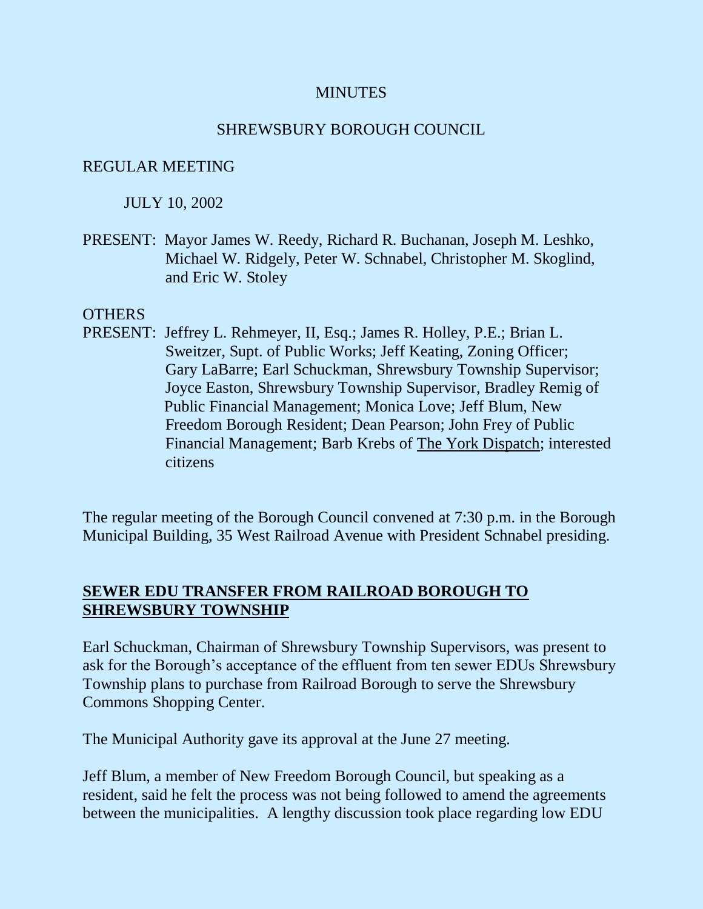MINUTES

SHREWSBURY BOROUGH COUNCIL

REGULAR MEETING

JULY 10, 2002

PRESENT: Mayor James W. Reedy, Richard R. Buchanan, Joseph M. Leshko, Michael W. Ridgely, Peter W. Schnabel, Christopher M. Skoglind, and Eric W. Stoley

OTHERS PRESENT: Jeffrey L. Rehmeyer, II, Esq.; James R. Holley, P.E.; Brian L. Sweitzer, Supt. of Public Works; Jeff Keating, Zoning Officer; Gary LaBarre; Earl Schuckman, Shrewsbury Township Supervisor; Joyce Easton, Shrewsbury Township Supervisor, Bradley Remig of Public Financial Management; Monica Love; Jeff Blum, New Freedom Borough Resident; Dean Pearson; John Frey of Public Financial Management; Barb Krebs of The York Dispatch; interested citizens

The regular meeting of the Borough Council convened at 7:30 p.m. in the Borough Municipal Building, 35 West Railroad Avenue with President Schnabel presiding.

## SEWER EDU TRANSFER FROM RAILROAD BOROUGH TO SHREWSBURY TOWNSHIP

Earl Schuckman, Chairman of Shrewsbury Township Supervisors, was present to ask for the Borough's acceptance of the effluent from ten sewer EDUs Shrewsbury Township plans to purchase from Railroad Borough to serve the Shrewsbury Commons Shopping Center.

The Municipal Authority gave its approval at the June 27 meeting.

Jeff Blum, a member of New Freedom Borough Council, but speaking as a resident, said he felt the process was not being followed to amend the agreements between the municipalities. A lengthy discussion took place regarding low EDU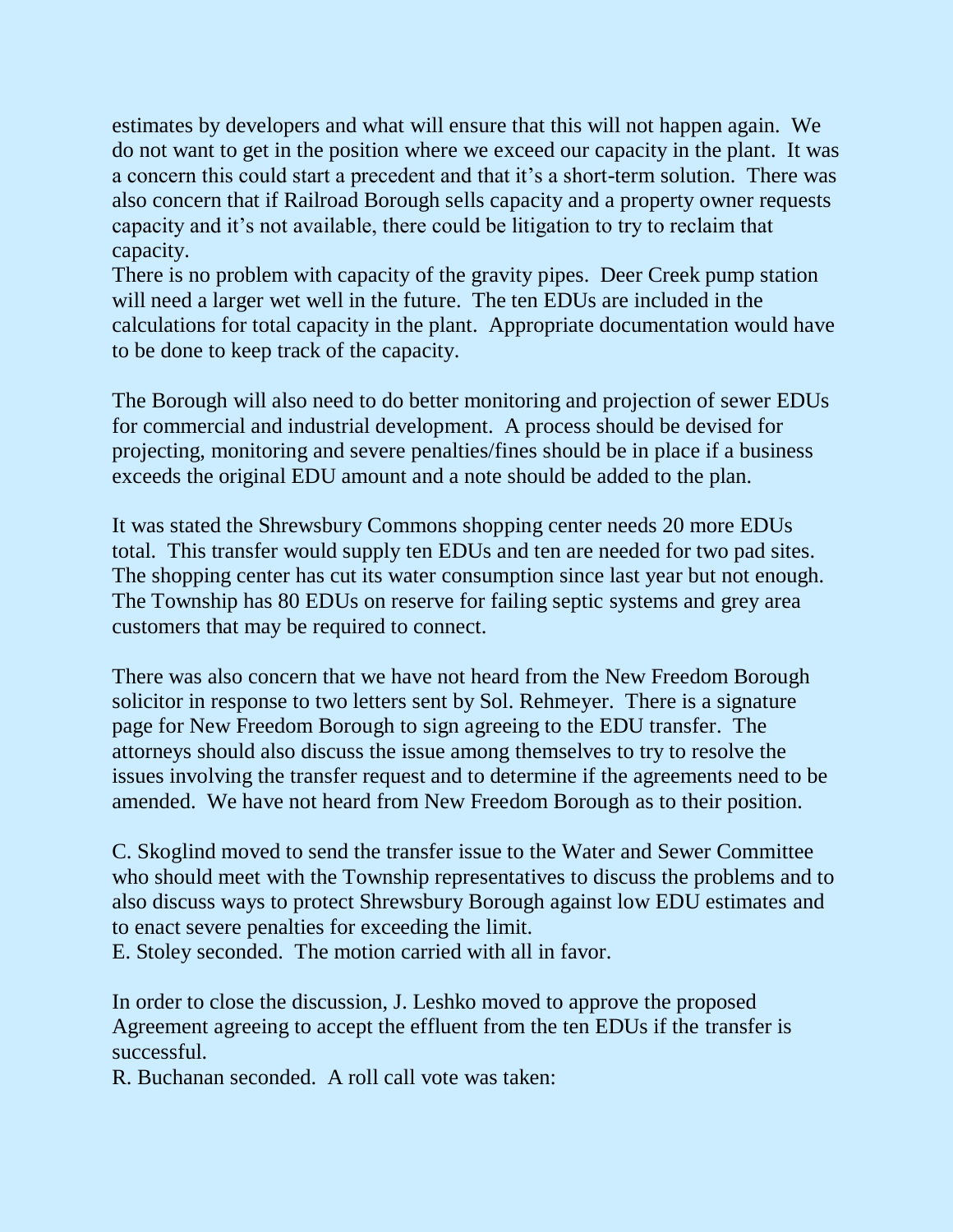estimates by developers and what will ensure that this will not happen again. We do not want to get in the position where we exceed our capacity in the plant. It was a concern this could start a precedent and that it's a short-term solution. There was also concern that if Railroad Borough sells capacity and a property owner requests capacity and it's not available, there could be litigation to try to reclaim that capacity.

There is no problem with capacity of the gravity pipes. Deer Creek pump station will need a larger wet well in the future. The ten EDUs are included in the calculations for total capacity in the plant. Appropriate documentation would have to be done to keep track of the capacity.

The Borough will also need to do better monitoring and projection of sewer EDUs for commercial and industrial development. A process should be devised for projecting, monitoring and severe penalties/fines should be in place if a business exceeds the original EDU amount and a note should be added to the plan.

It was stated the Shrewsbury Commons shopping center needs 20 more EDUs total. This transfer would supply ten EDUs and ten are needed for two pad sites. The shopping center has cut its water consumption since last year but not enough. The Township has 80 EDUs on reserve for failing septic systems and grey area customers that may be required to connect.

There was also concern that we have not heard from the New Freedom Borough solicitor in response to two letters sent by Sol. Rehmeyer. There is a signature page for New Freedom Borough to sign agreeing to the EDU transfer. The attorneys should also discuss the issue among themselves to try to resolve the issues involving the transfer request and to determine if the agreements need to be amended. We have not heard from New Freedom Borough as to their position.

C. Skoglind moved to send the transfer issue to the Water and Sewer Committee who should meet with the Township representatives to discuss the problems and to also discuss ways to protect Shrewsbury Borough against low EDU estimates and to enact severe penalties for exceeding the limit.
E. Stoley seconded. The motion carried with all in favor.

In order to close the discussion, J. Leshko moved to approve the proposed Agreement agreeing to accept the effluent from the ten EDUs if the transfer is successful.
R. Buchanan seconded. A roll call vote was taken: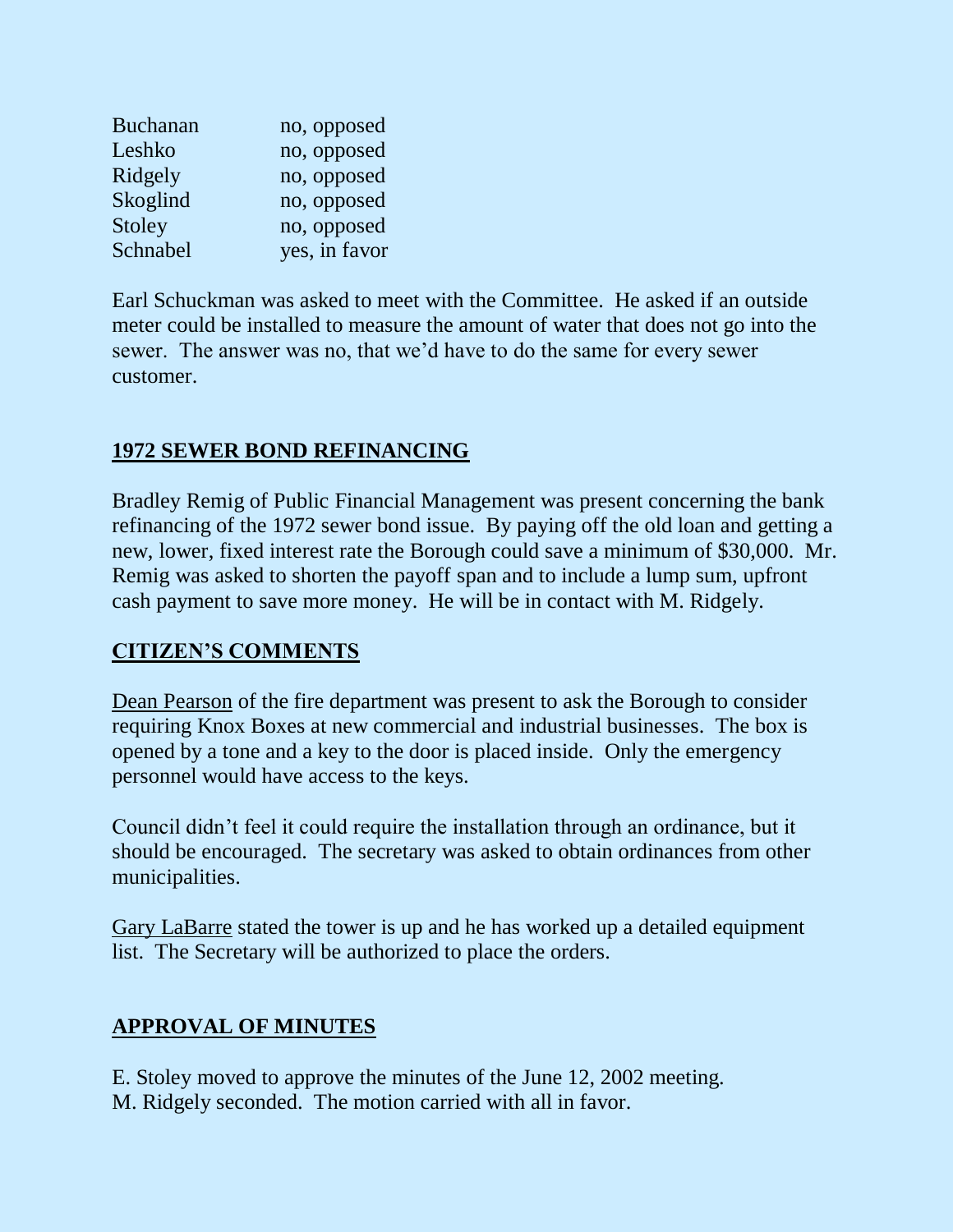| | |
|---|---|
| Buchanan | no, opposed |
| Leshko | no, opposed |
| Ridgely | no, opposed |
| Skoglind | no, opposed |
| Stoley | no, opposed |
| Schnabel | yes, in favor |

Earl Schuckman was asked to meet with the Committee. He asked if an outside meter could be installed to measure the amount of water that does not go into the sewer. The answer was no, that we'd have to do the same for every sewer customer.

## 1972 SEWER BOND REFINANCING

Bradley Remig of Public Financial Management was present concerning the bank refinancing of the 1972 sewer bond issue. By paying off the old loan and getting a new, lower, fixed interest rate the Borough could save a minimum of $30,000. Mr. Remig was asked to shorten the payoff span and to include a lump sum, upfront cash payment to save more money. He will be in contact with M. Ridgely.

## CITIZEN'S COMMENTS

Dean Pearson of the fire department was present to ask the Borough to consider requiring Knox Boxes at new commercial and industrial businesses. The box is opened by a tone and a key to the door is placed inside. Only the emergency personnel would have access to the keys.

Council didn't feel it could require the installation through an ordinance, but it should be encouraged. The secretary was asked to obtain ordinances from other municipalities.

Gary LaBarre stated the tower is up and he has worked up a detailed equipment list. The Secretary will be authorized to place the orders.

## APPROVAL OF MINUTES

E. Stoley moved to approve the minutes of the June 12, 2002 meeting.
M. Ridgely seconded. The motion carried with all in favor.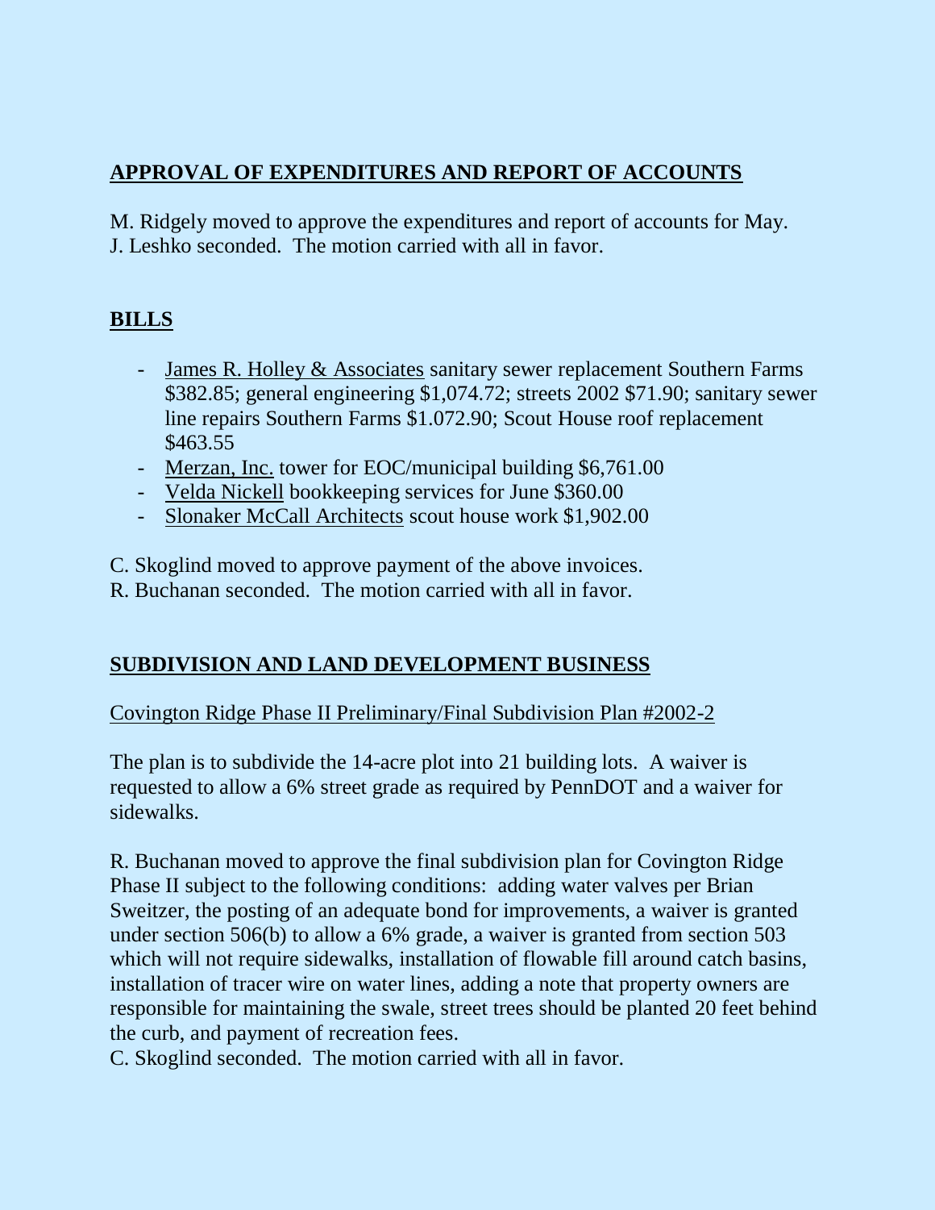## APPROVAL OF EXPENDITURES AND REPORT OF ACCOUNTS

M. Ridgely moved to approve the expenditures and report of accounts for May. J. Leshko seconded. The motion carried with all in favor.

## BILLS

- James R. Holley & Associates sanitary sewer replacement Southern Farms \$382.85; general engineering \$1,074.72; streets 2002 \$71.90; sanitary sewer line repairs Southern Farms \$1.072.90; Scout House roof replacement \$463.55
- Merzan, Inc. tower for EOC/municipal building \$6,761.00
- Velda Nickell bookkeeping services for June \$360.00
- Slonaker McCall Architects scout house work \$1,902.00

C. Skoglind moved to approve payment of the above invoices.
R. Buchanan seconded. The motion carried with all in favor.

## SUBDIVISION AND LAND DEVELOPMENT BUSINESS

Covington Ridge Phase II Preliminary/Final Subdivision Plan #2002-2

The plan is to subdivide the 14-acre plot into 21 building lots. A waiver is requested to allow a 6% street grade as required by PennDOT and a waiver for sidewalks.

R. Buchanan moved to approve the final subdivision plan for Covington Ridge Phase II subject to the following conditions: adding water valves per Brian Sweitzer, the posting of an adequate bond for improvements, a waiver is granted under section 506(b) to allow a 6% grade, a waiver is granted from section 503 which will not require sidewalks, installation of flowable fill around catch basins, installation of tracer wire on water lines, adding a note that property owners are responsible for maintaining the swale, street trees should be planted 20 feet behind the curb, and payment of recreation fees.
C. Skoglind seconded. The motion carried with all in favor.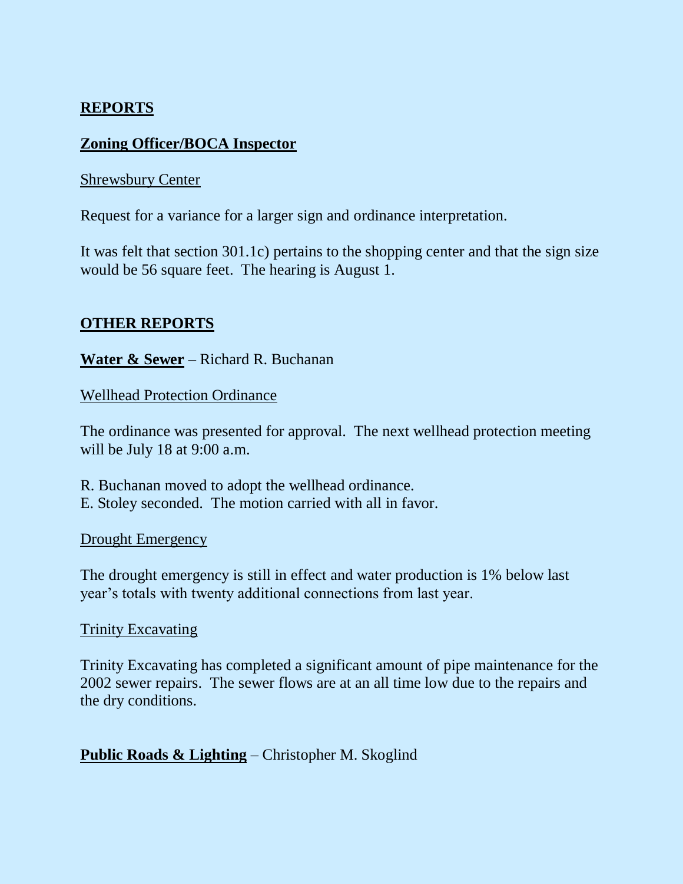## **REPORTS**

### **Zoning Officer/BOCA Inspector**

Shrewsbury Center

Request for a variance for a larger sign and ordinance interpretation.

It was felt that section 301.1c) pertains to the shopping center and that the sign size would be 56 square feet. The hearing is August 1.

## **OTHER REPORTS**

**Water & Sewer** – Richard R. Buchanan

Wellhead Protection Ordinance

The ordinance was presented for approval. The next wellhead protection meeting will be July 18 at 9:00 a.m.

R. Buchanan moved to adopt the wellhead ordinance.
E. Stoley seconded. The motion carried with all in favor.

Drought Emergency

The drought emergency is still in effect and water production is 1% below last year's totals with twenty additional connections from last year.

Trinity Excavating

Trinity Excavating has completed a significant amount of pipe maintenance for the 2002 sewer repairs. The sewer flows are at an all time low due to the repairs and the dry conditions.

**Public Roads & Lighting** – Christopher M. Skoglind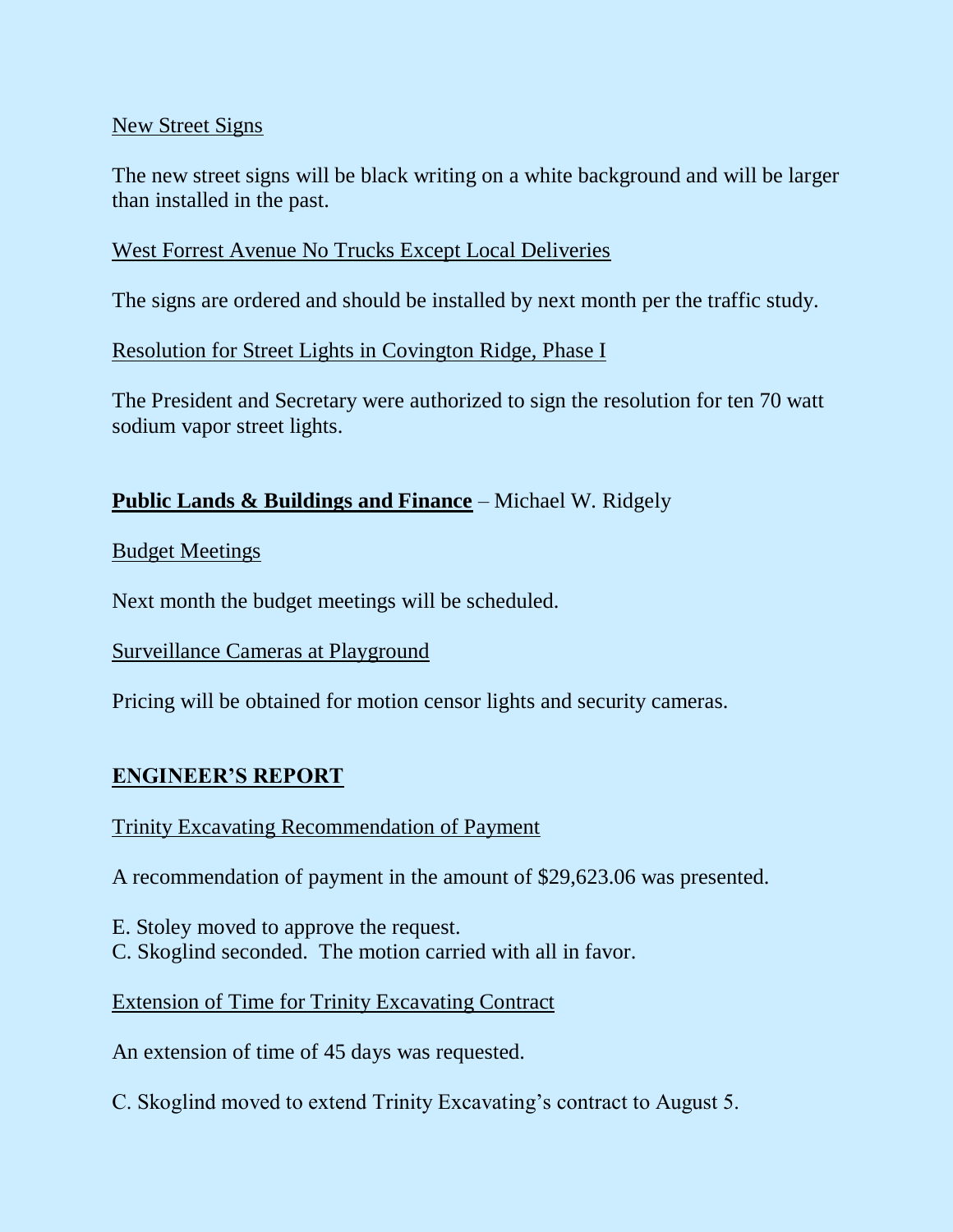New Street Signs

The new street signs will be black writing on a white background and will be larger than installed in the past.

West Forrest Avenue No Trucks Except Local Deliveries

The signs are ordered and should be installed by next month per the traffic study.

Resolution for Street Lights in Covington Ridge, Phase I

The President and Secretary were authorized to sign the resolution for ten 70 watt sodium vapor street lights.

**Public Lands & Buildings and Finance** – Michael W. Ridgely

Budget Meetings

Next month the budget meetings will be scheduled.

Surveillance Cameras at Playground

Pricing will be obtained for motion censor lights and security cameras.

## ENGINEER'S REPORT

Trinity Excavating Recommendation of Payment

A recommendation of payment in the amount of $29,623.06 was presented.

E. Stoley moved to approve the request.
C. Skoglind seconded. The motion carried with all in favor.

Extension of Time for Trinity Excavating Contract

An extension of time of 45 days was requested.

C. Skoglind moved to extend Trinity Excavating's contract to August 5.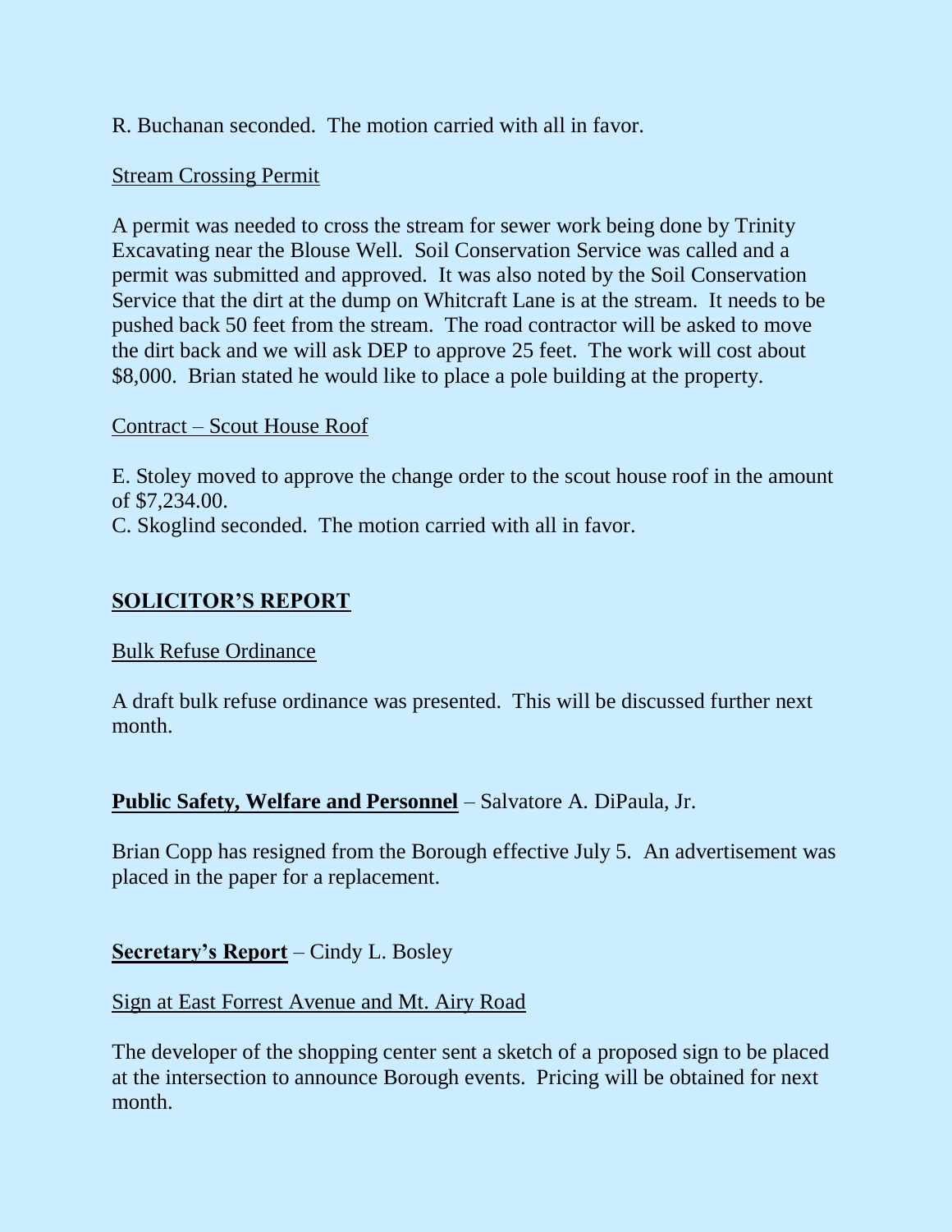R. Buchanan seconded. The motion carried with all in favor.

Stream Crossing Permit

A permit was needed to cross the stream for sewer work being done by Trinity Excavating near the Blouse Well. Soil Conservation Service was called and a permit was submitted and approved. It was also noted by the Soil Conservation Service that the dirt at the dump on Whitcraft Lane is at the stream. It needs to be pushed back 50 feet from the stream. The road contractor will be asked to move the dirt back and we will ask DEP to approve 25 feet. The work will cost about $8,000. Brian stated he would like to place a pole building at the property.

Contract – Scout House Roof

E. Stoley moved to approve the change order to the scout house roof in the amount of $7,234.00.
C. Skoglind seconded. The motion carried with all in favor.

## SOLICITOR'S REPORT

Bulk Refuse Ordinance

A draft bulk refuse ordinance was presented. This will be discussed further next month.

**Public Safety, Welfare and Personnel** – Salvatore A. DiPaula, Jr.

Brian Copp has resigned from the Borough effective July 5. An advertisement was placed in the paper for a replacement.

**Secretary's Report** – Cindy L. Bosley

Sign at East Forrest Avenue and Mt. Airy Road

The developer of the shopping center sent a sketch of a proposed sign to be placed at the intersection to announce Borough events. Pricing will be obtained for next month.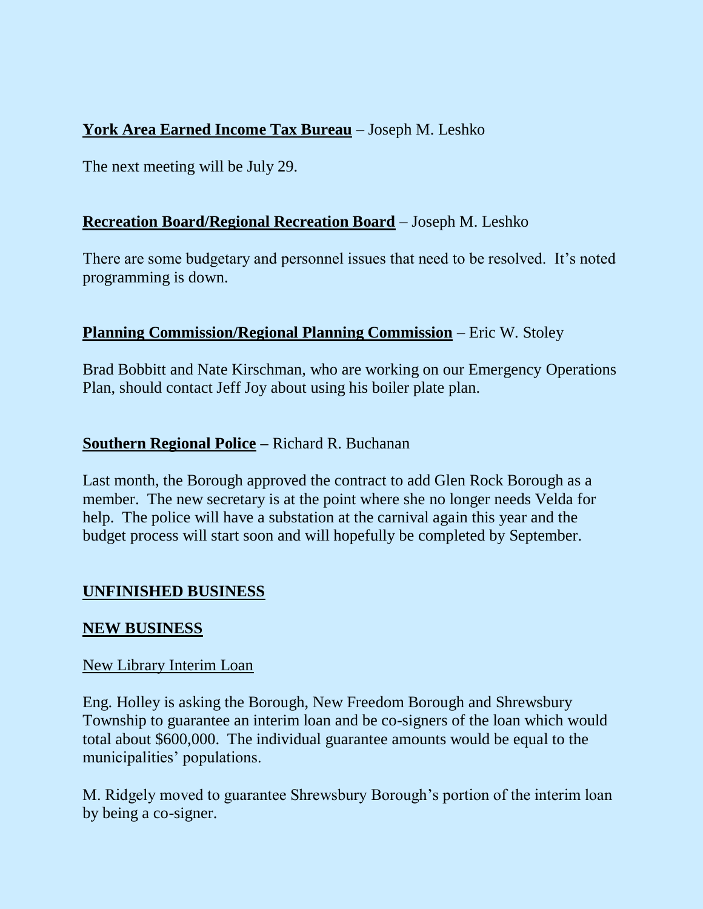**<u>York Area Earned Income Tax Bureau</u>** – Joseph M. Leshko

The next meeting will be July 29.

**<u>Recreation Board/Regional Recreation Board</u>** – Joseph M. Leshko

There are some budgetary and personnel issues that need to be resolved. It's noted programming is down.

**<u>Planning Commission/Regional Planning Commission</u>** – Eric W. Stoley

Brad Bobbitt and Nate Kirschman, who are working on our Emergency Operations Plan, should contact Jeff Joy about using his boiler plate plan.

**<u>Southern Regional Police</u> –** Richard R. Buchanan

Last month, the Borough approved the contract to add Glen Rock Borough as a member. The new secretary is at the point where she no longer needs Velda for help. The police will have a substation at the carnival again this year and the budget process will start soon and will hopefully be completed by September.

## <u>UNFINISHED BUSINESS</u>

## <u>NEW BUSINESS</u>

<u>New Library Interim Loan</u>

Eng. Holley is asking the Borough, New Freedom Borough and Shrewsbury Township to guarantee an interim loan and be co-signers of the loan which would total about $600,000. The individual guarantee amounts would be equal to the municipalities' populations.

M. Ridgely moved to guarantee Shrewsbury Borough's portion of the interim loan by being a co-signer.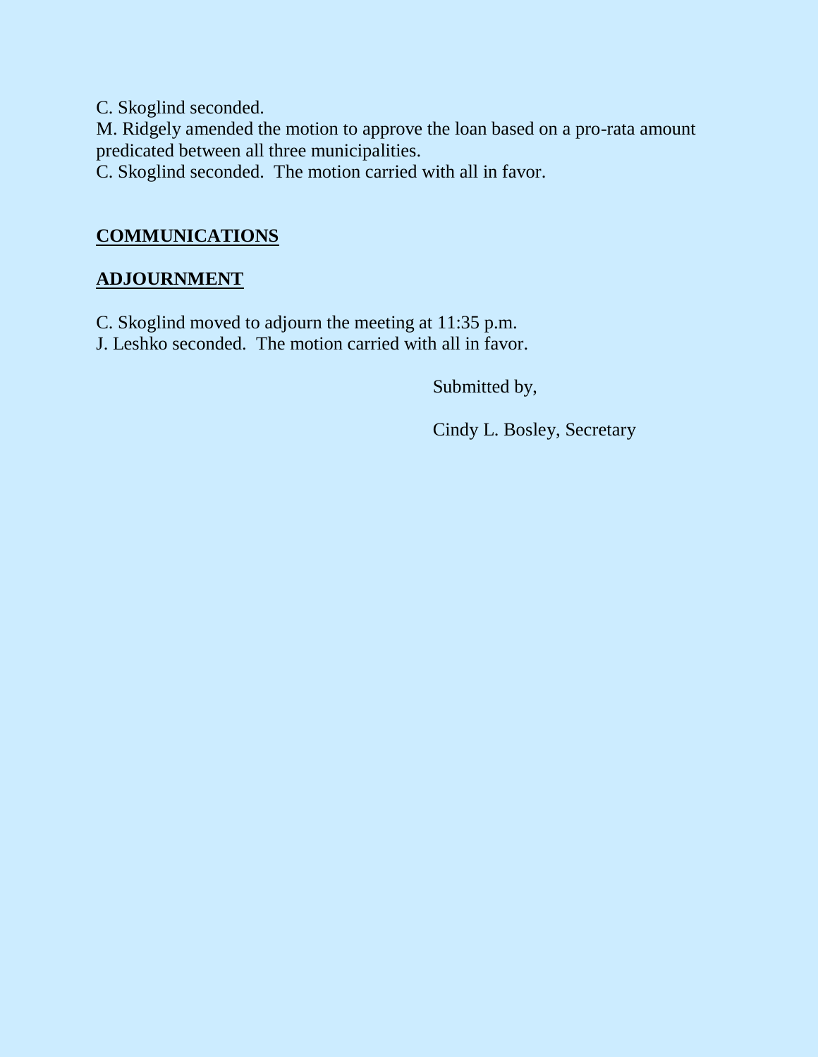C. Skoglind seconded.
M. Ridgely amended the motion to approve the loan based on a pro-rata amount predicated between all three municipalities.
C. Skoglind seconded. The motion carried with all in favor.

## COMMUNICATIONS

## ADJOURNMENT

C. Skoglind moved to adjourn the meeting at 11:35 p.m.
J. Leshko seconded. The motion carried with all in favor.

Submitted by,

Cindy L. Bosley, Secretary